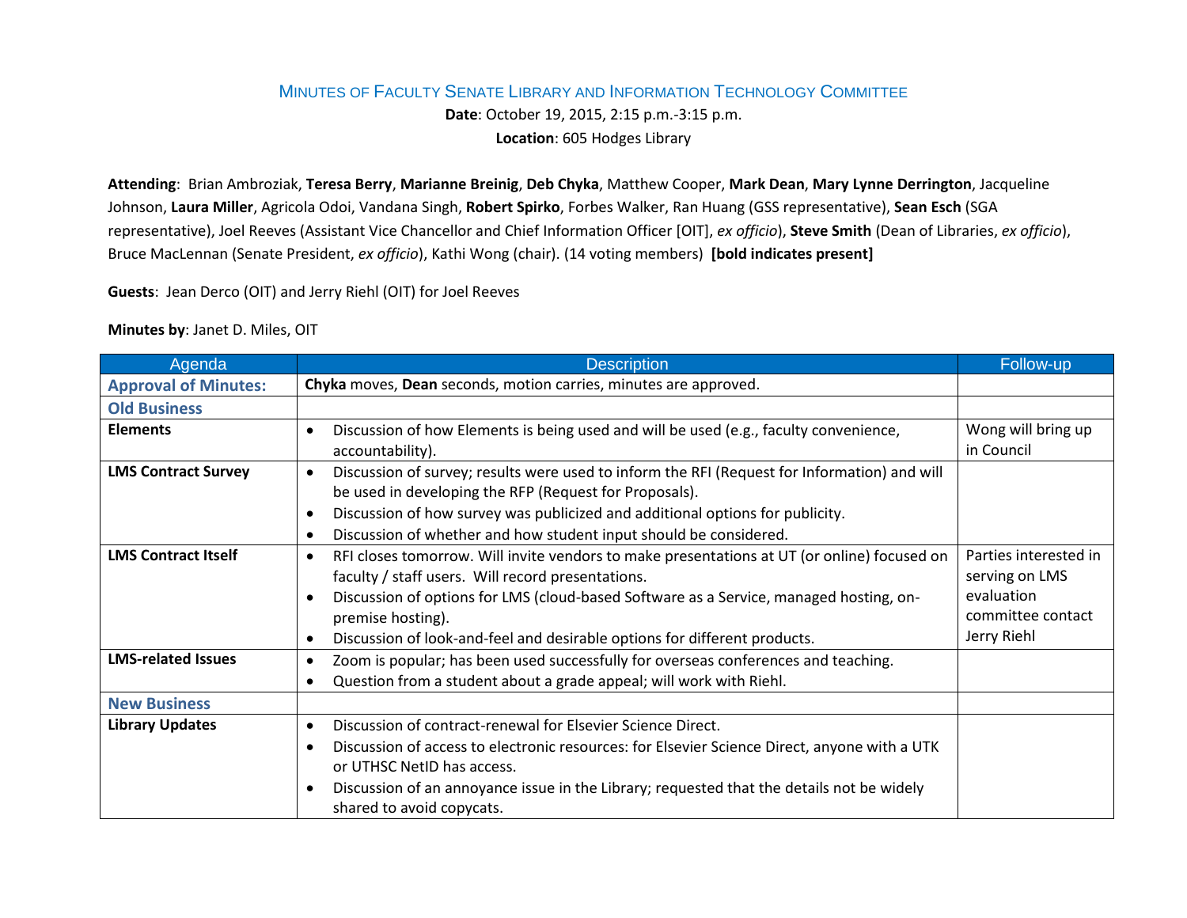# Minutes of Faculty Senate Library and Information Technology Committee

**Date**: October 19, 2015, 2:15 p.m.-3:15 p.m.

**Location**: 605 Hodges Library

**Attending**: Brian Ambroziak, **Teresa Berry**, **Marianne Breinig**, **Deb Chyka**, Matthew Cooper, **Mark Dean**, **Mary Lynne Derrington**, Jacqueline Johnson, **Laura Miller**, Agricola Odoi, Vandana Singh, **Robert Spirko**, Forbes Walker, Ran Huang (GSS representative), **Sean Esch** (SGA representative), Joel Reeves (Assistant Vice Chancellor and Chief Information Officer [OIT], *ex officio*), **Steve Smith** (Dean of Libraries, *ex officio*), Bruce MacLennan (Senate President, *ex officio*), Kathi Wong (chair). (14 voting members) **[bold indicates present]**

**Guests**: Jean Derco (OIT) and Jerry Riehl (OIT) for Joel Reeves

**Minutes by**: Janet D. Miles, OIT

| Agenda | Description | Follow-up |
|---|---|---|
| **Approval of Minutes:** | **Chyka** moves, **Dean** seconds, motion carries, minutes are approved. | |
| **Old Business** | | |
| **Elements** | • Discussion of how Elements is being used and will be used (e.g., faculty convenience, accountability). | Wong will bring up in Council |
| **LMS Contract Survey** | • Discussion of survey; results were used to inform the RFI (Request for Information) and will be used in developing the RFP (Request for Proposals).<br>• Discussion of how survey was publicized and additional options for publicity.<br>• Discussion of whether and how student input should be considered. | |
| **LMS Contract Itself** | • RFI closes tomorrow. Will invite vendors to make presentations at UT (or online) focused on faculty / staff users. Will record presentations.<br>• Discussion of options for LMS (cloud-based Software as a Service, managed hosting, on-premise hosting).<br>• Discussion of look-and-feel and desirable options for different products. | Parties interested in serving on LMS evaluation committee contact Jerry Riehl |
| **LMS-related Issues** | • Zoom is popular; has been used successfully for overseas conferences and teaching.<br>• Question from a student about a grade appeal; will work with Riehl. | |
| **New Business** | | |
| **Library Updates** | • Discussion of contract-renewal for Elsevier Science Direct.<br>• Discussion of access to electronic resources: for Elsevier Science Direct, anyone with a UTK or UTHSC NetID has access.<br>• Discussion of an annoyance issue in the Library; requested that the details not be widely shared to avoid copycats. | |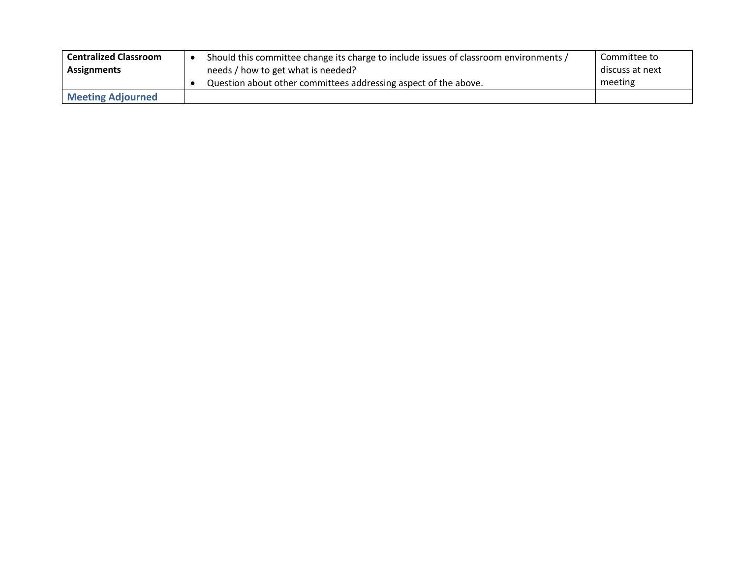| | | |
|---|---|---|
| **Centralized Classroom Assignments** | • Should this committee change its charge to include issues of classroom environments / needs / how to get what is needed?<br>• Question about other committees addressing aspect of the above. | Committee to discuss at next meeting |
| **Meeting Adjourned** | | |